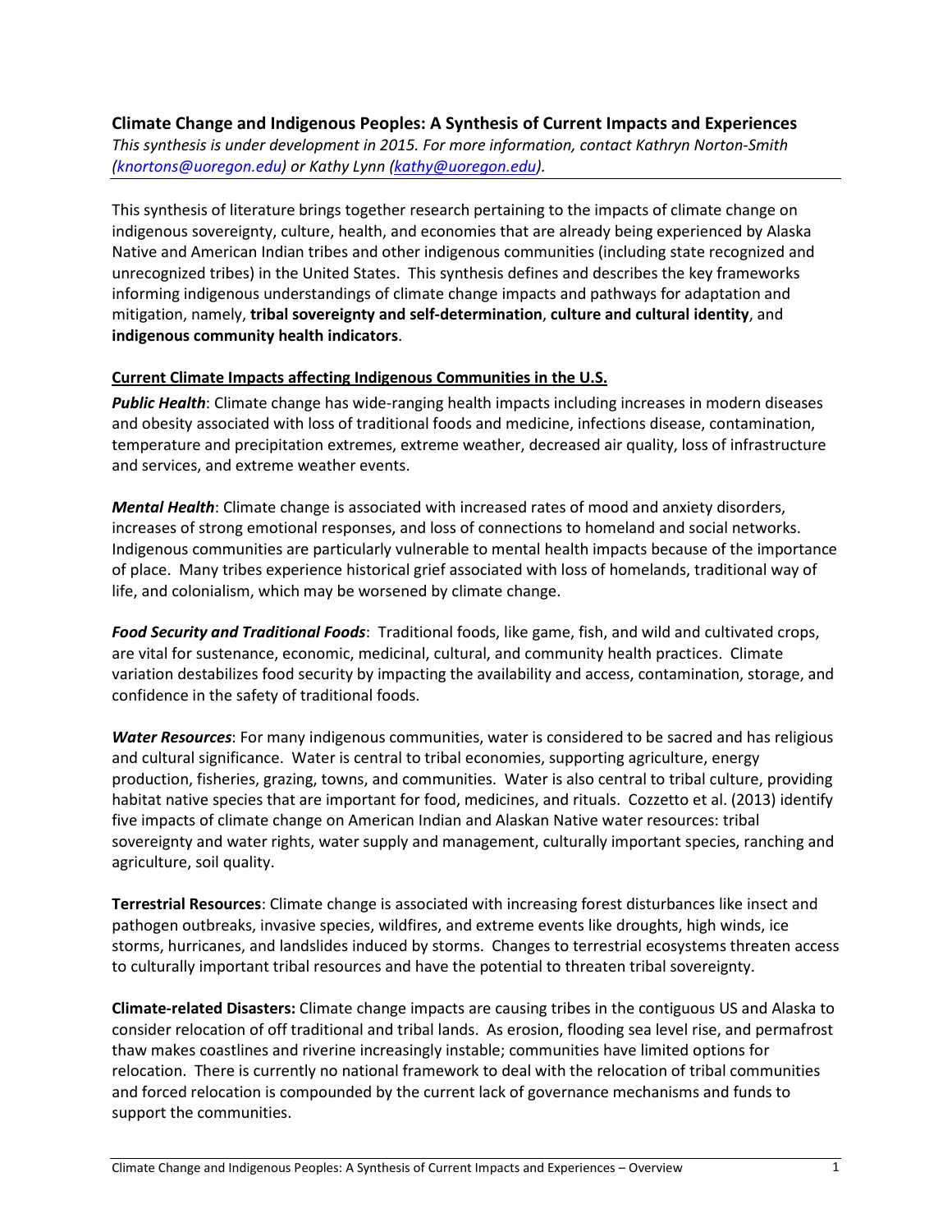**Climate Change and Indigenous Peoples: A Synthesis of Current Impacts and Experiences**

*This synthesis is under development in 2015. For more information, contact Kathryn Norton-Smith (knortons@uoregon.edu) or Kathy Lynn (kathy@uoregon.edu).*

---

This synthesis of literature brings together research pertaining to the impacts of climate change on indigenous sovereignty, culture, health, and economies that are already being experienced by Alaska Native and American Indian tribes and other indigenous communities (including state recognized and unrecognized tribes) in the United States. This synthesis defines and describes the key frameworks informing indigenous understandings of climate change impacts and pathways for adaptation and mitigation, namely, **tribal sovereignty and self-determination**, **culture and cultural identity**, and **indigenous community health indicators**.

**Current Climate Impacts affecting Indigenous Communities in the U.S.**

***Public Health***: Climate change has wide-ranging health impacts including increases in modern diseases and obesity associated with loss of traditional foods and medicine, infections disease, contamination, temperature and precipitation extremes, extreme weather, decreased air quality, loss of infrastructure and services, and extreme weather events.

***Mental Health***: Climate change is associated with increased rates of mood and anxiety disorders, increases of strong emotional responses, and loss of connections to homeland and social networks. Indigenous communities are particularly vulnerable to mental health impacts because of the importance of place. Many tribes experience historical grief associated with loss of homelands, traditional way of life, and colonialism, which may be worsened by climate change.

***Food Security and Traditional Foods***: Traditional foods, like game, fish, and wild and cultivated crops, are vital for sustenance, economic, medicinal, cultural, and community health practices. Climate variation destabilizes food security by impacting the availability and access, contamination, storage, and confidence in the safety of traditional foods.

***Water Resources***: For many indigenous communities, water is considered to be sacred and has religious and cultural significance. Water is central to tribal economies, supporting agriculture, energy production, fisheries, grazing, towns, and communities. Water is also central to tribal culture, providing habitat native species that are important for food, medicines, and rituals. Cozzetto et al. (2013) identify five impacts of climate change on American Indian and Alaskan Native water resources: tribal sovereignty and water rights, water supply and management, culturally important species, ranching and agriculture, soil quality.

**Terrestrial Resources**: Climate change is associated with increasing forest disturbances like insect and pathogen outbreaks, invasive species, wildfires, and extreme events like droughts, high winds, ice storms, hurricanes, and landslides induced by storms. Changes to terrestrial ecosystems threaten access to culturally important tribal resources and have the potential to threaten tribal sovereignty.

**Climate-related Disasters:** Climate change impacts are causing tribes in the contiguous US and Alaska to consider relocation of off traditional and tribal lands. As erosion, flooding sea level rise, and permafrost thaw makes coastlines and riverine increasingly instable; communities have limited options for relocation. There is currently no national framework to deal with the relocation of tribal communities and forced relocation is compounded by the current lack of governance mechanisms and funds to support the communities.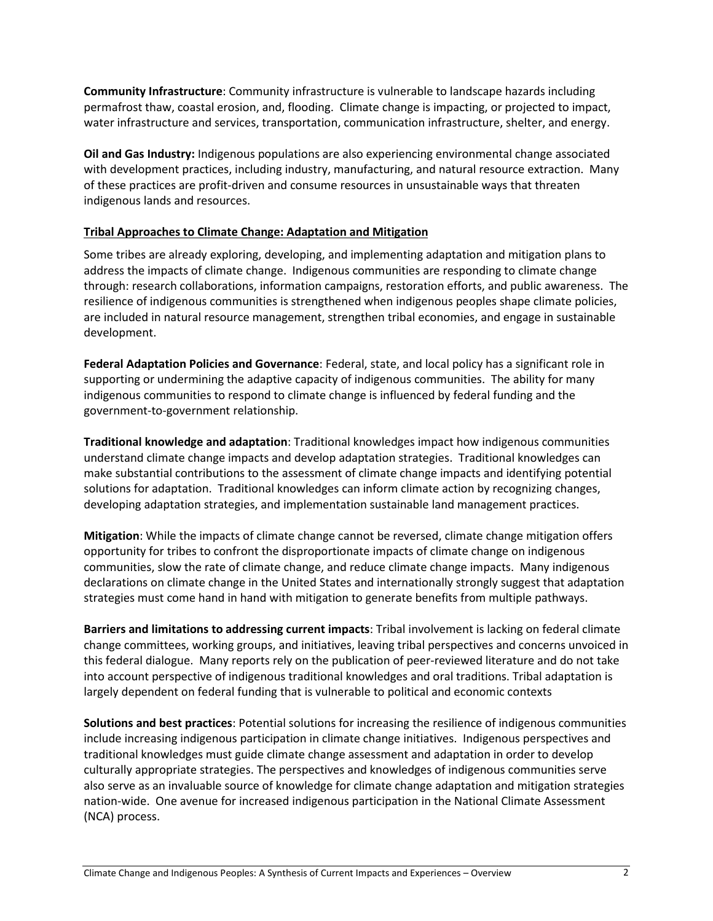**Community Infrastructure**: Community infrastructure is vulnerable to landscape hazards including permafrost thaw, coastal erosion, and, flooding. Climate change is impacting, or projected to impact, water infrastructure and services, transportation, communication infrastructure, shelter, and energy.

**Oil and Gas Industry:** Indigenous populations are also experiencing environmental change associated with development practices, including industry, manufacturing, and natural resource extraction. Many of these practices are profit-driven and consume resources in unsustainable ways that threaten indigenous lands and resources.

## Tribal Approaches to Climate Change: Adaptation and Mitigation

Some tribes are already exploring, developing, and implementing adaptation and mitigation plans to address the impacts of climate change. Indigenous communities are responding to climate change through: research collaborations, information campaigns, restoration efforts, and public awareness. The resilience of indigenous communities is strengthened when indigenous peoples shape climate policies, are included in natural resource management, strengthen tribal economies, and engage in sustainable development.

**Federal Adaptation Policies and Governance**: Federal, state, and local policy has a significant role in supporting or undermining the adaptive capacity of indigenous communities. The ability for many indigenous communities to respond to climate change is influenced by federal funding and the government-to-government relationship.

**Traditional knowledge and adaptation**: Traditional knowledges impact how indigenous communities understand climate change impacts and develop adaptation strategies. Traditional knowledges can make substantial contributions to the assessment of climate change impacts and identifying potential solutions for adaptation. Traditional knowledges can inform climate action by recognizing changes, developing adaptation strategies, and implementation sustainable land management practices.

**Mitigation**: While the impacts of climate change cannot be reversed, climate change mitigation offers opportunity for tribes to confront the disproportionate impacts of climate change on indigenous communities, slow the rate of climate change, and reduce climate change impacts. Many indigenous declarations on climate change in the United States and internationally strongly suggest that adaptation strategies must come hand in hand with mitigation to generate benefits from multiple pathways.

**Barriers and limitations to addressing current impacts**: Tribal involvement is lacking on federal climate change committees, working groups, and initiatives, leaving tribal perspectives and concerns unvoiced in this federal dialogue. Many reports rely on the publication of peer-reviewed literature and do not take into account perspective of indigenous traditional knowledges and oral traditions. Tribal adaptation is largely dependent on federal funding that is vulnerable to political and economic contexts

**Solutions and best practices**: Potential solutions for increasing the resilience of indigenous communities include increasing indigenous participation in climate change initiatives. Indigenous perspectives and traditional knowledges must guide climate change assessment and adaptation in order to develop culturally appropriate strategies. The perspectives and knowledges of indigenous communities serve also serve as an invaluable source of knowledge for climate change adaptation and mitigation strategies nation-wide. One avenue for increased indigenous participation in the National Climate Assessment (NCA) process.